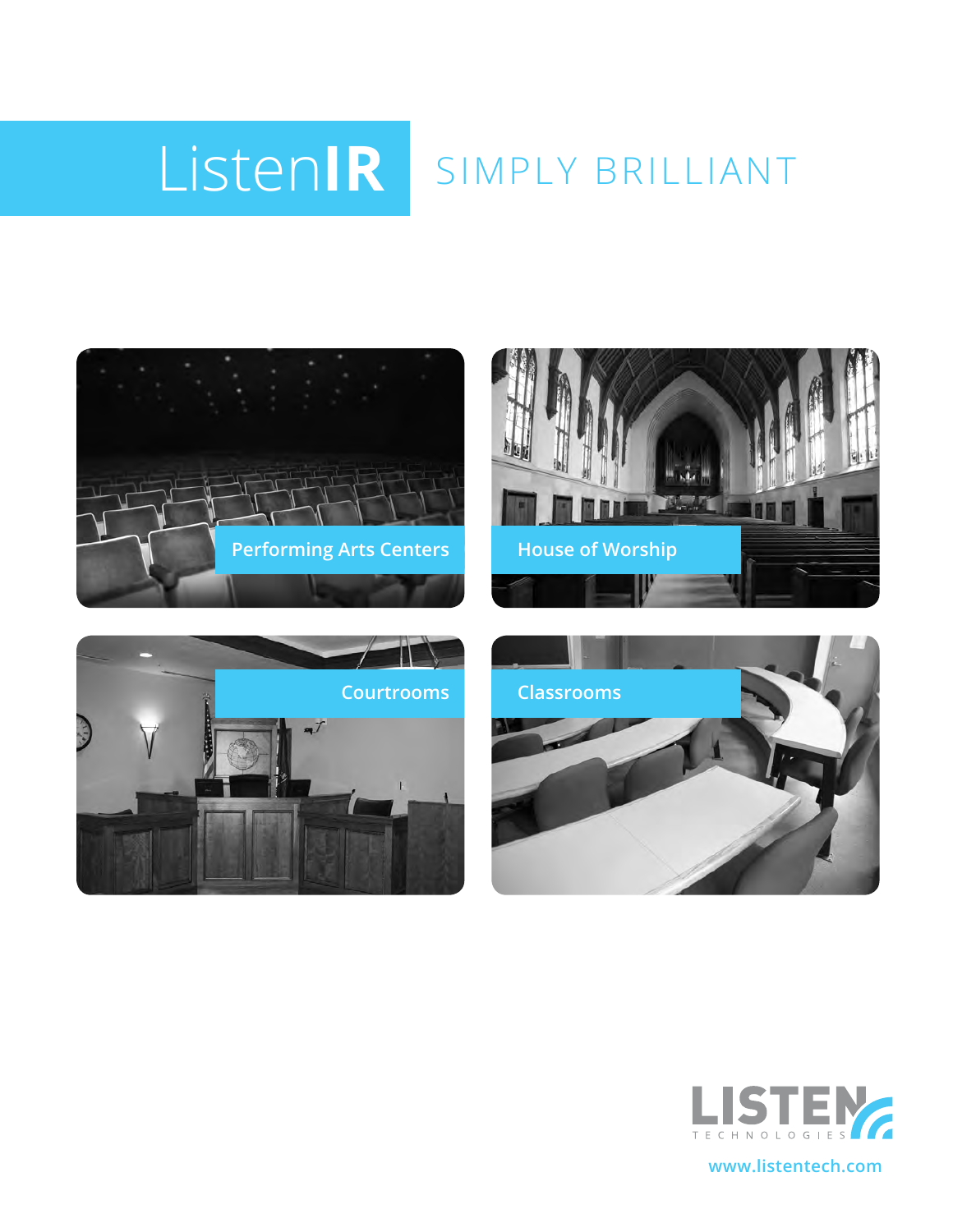# ListenIR SIMPLY BRILLIANT

Performing Arts Centers

House of Worship

Courtrooms

Classrooms

LISTEN TECHNOLOGIES

www.listentech.com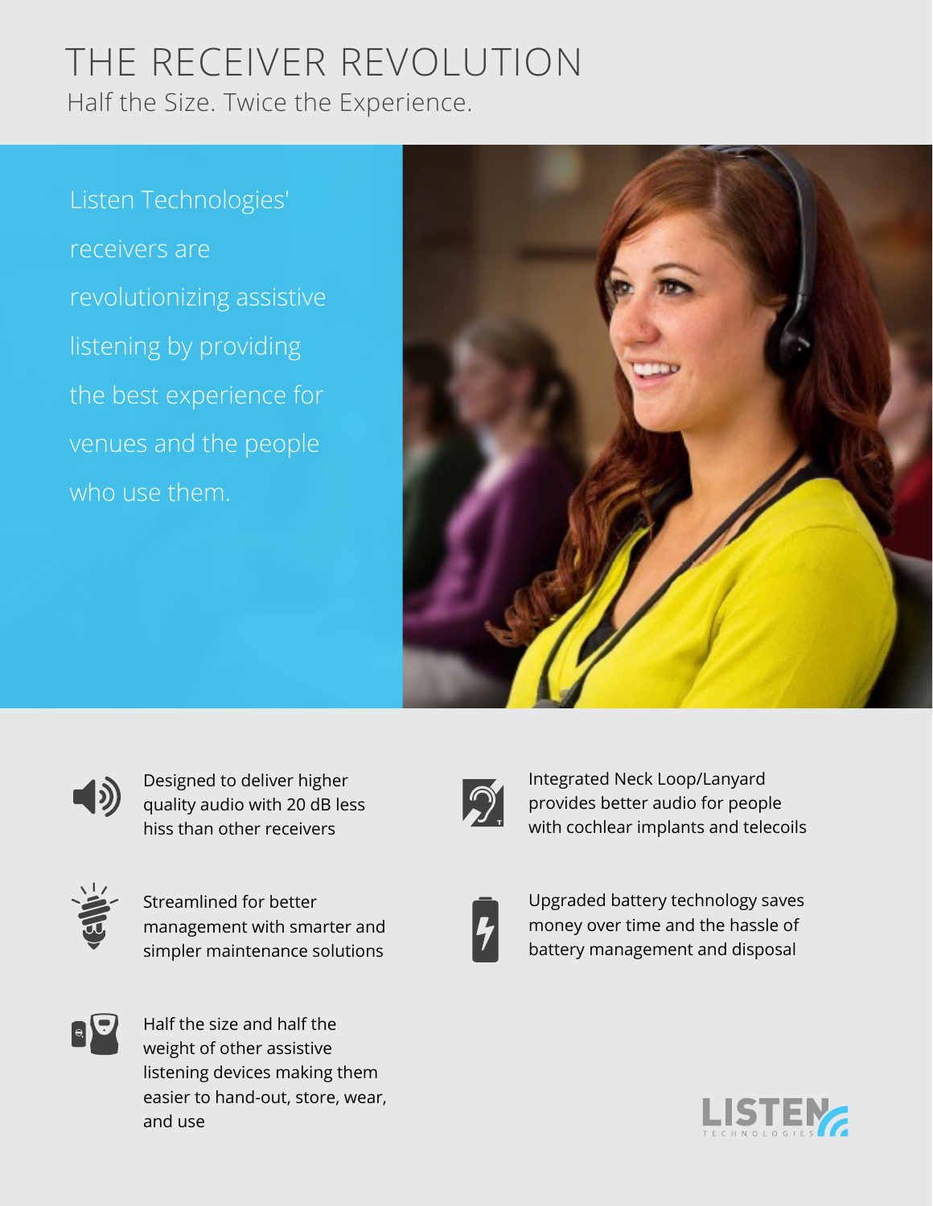# THE RECEIVER REVOLUTION

## Half the Size. Twice the Experience.

Listen Technologies' receivers are revolutionizing assistive listening by providing the best experience for venues and the people who use them.

- Designed to deliver higher quality audio with 20 dB less hiss than other receivers
- Integrated Neck Loop/Lanyard provides better audio for people with cochlear implants and telecoils
- Streamlined for better management with smarter and simpler maintenance solutions
- Upgraded battery technology saves money over time and the hassle of battery management and disposal
- Half the size and half the weight of other assistive listening devices making them easier to hand-out, store, wear, and use

LISTEN TECHNOLOGIES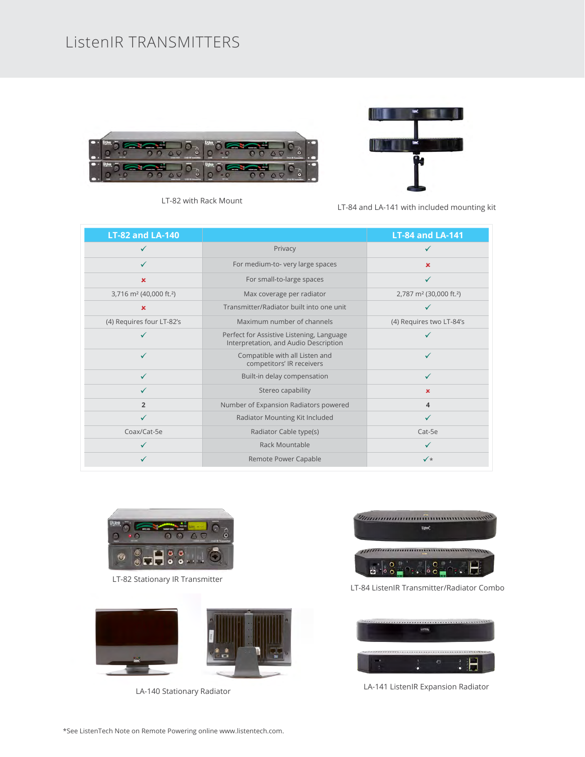# ListenIR TRANSMITTERS

LT-82 with Rack Mount

LT-84 and LA-141 with included mounting kit

| LT-82 and LA-140 | | LT-84 and LA-141 |
|---|---|---|
| ✓ | Privacy | ✓ |
| ✓ | For medium-to- very large spaces | ✗ |
| ✗ | For small-to-large spaces | ✓ |
| 3,716 m² (40,000 ft.²) | Max coverage per radiator | 2,787 m² (30,000 ft.²) |
| ✗ | Transmitter/Radiator built into one unit | ✓ |
| (4) Requires four LT-82's | Maximum number of channels | (4) Requires two LT-84's |
| ✓ | Perfect for Assistive Listening, Language Interpretation, and Audio Description | ✓ |
| ✓ | Compatible with all Listen and competitors' IR receivers | ✓ |
| ✓ | Built-in delay compensation | ✓ |
| ✓ | Stereo capability | ✗ |
| **2** | Number of Expansion Radiators powered | **4** |
| ✓ | Radiator Mounting Kit Included | ✓ |
| Coax/Cat-5e | Radiator Cable type(s) | Cat-5e |
| ✓ | Rack Mountable | ✓ |
| ✓ | Remote Power Capable | ✓* |

LT-82 Stationary IR Transmitter

LT-84 ListenIR Transmitter/Radiator Combo

LA-140 Stationary Radiator

LA-141 ListenIR Expansion Radiator

*See ListenTech Note on Remote Powering online www.listentech.com.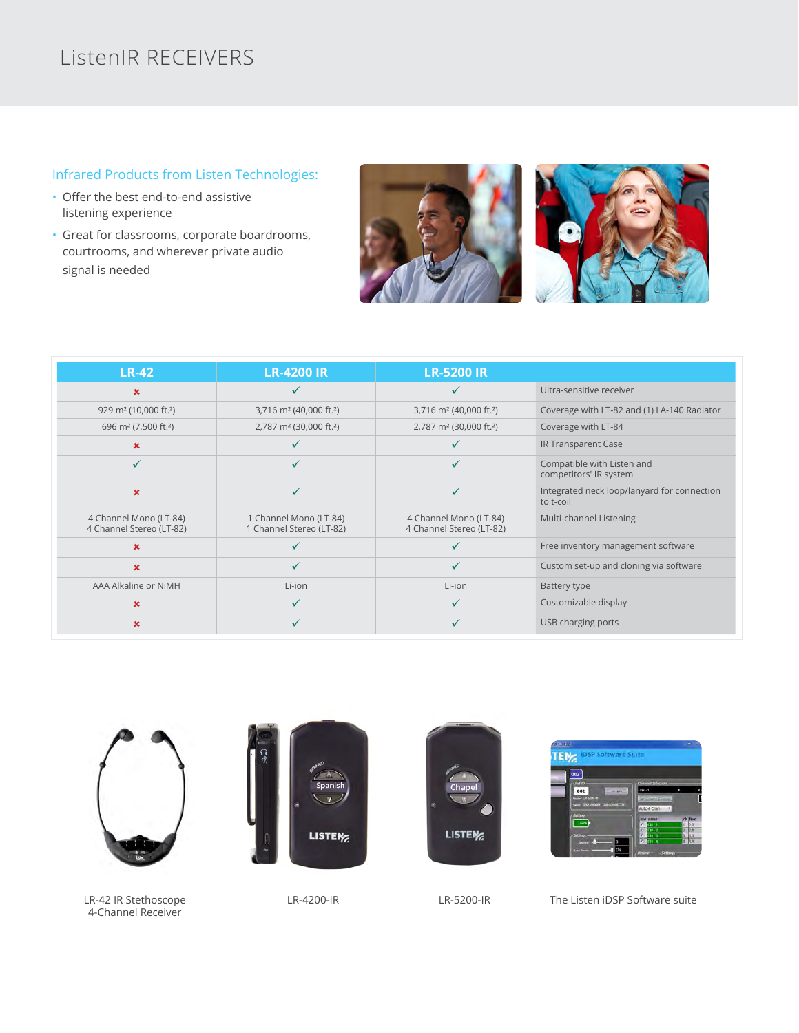# ListenIR RECEIVERS

## Infrared Products from Listen Technologies:

- Offer the best end-to-end assistive listening experience
- Great for classrooms, corporate boardrooms, courtrooms, and wherever private audio signal is needed

| LR-42 | LR-4200 IR | LR-5200 IR | |
|---|---|---|---|
| ✗ | ✓ | ✓ | Ultra-sensitive receiver |
| 929 m² (10,000 ft.²) | 3,716 m² (40,000 ft.²) | 3,716 m² (40,000 ft.²) | Coverage with LT-82 and (1) LA-140 Radiator |
| 696 m² (7,500 ft.²) | 2,787 m² (30,000 ft.²) | 2,787 m² (30,000 ft.²) | Coverage with LT-84 |
| ✗ | ✓ | ✓ | IR Transparent Case |
| ✓ | ✓ | ✓ | Compatible with Listen and competitors' IR system |
| ✗ | ✓ | ✓ | Integrated neck loop/lanyard for connection to t-coil |
| 4 Channel Mono (LT-84) 4 Channel Stereo (LT-82) | 1 Channel Mono (LT-84) 1 Channel Stereo (LT-82) | 4 Channel Mono (LT-84) 4 Channel Stereo (LT-82) | Multi-channel Listening |
| ✗ | ✓ | ✓ | Free inventory management software |
| ✗ | ✓ | ✓ | Custom set-up and cloning via software |
| AAA Alkaline or NiMH | Li-ion | Li-ion | Battery type |
| ✗ | ✓ | ✓ | Customizable display |
| ✗ | ✓ | ✓ | USB charging ports |

LR-42 IR Stethoscope 4-Channel Receiver

LR-4200-IR

LR-5200-IR

The Listen iDSP Software suite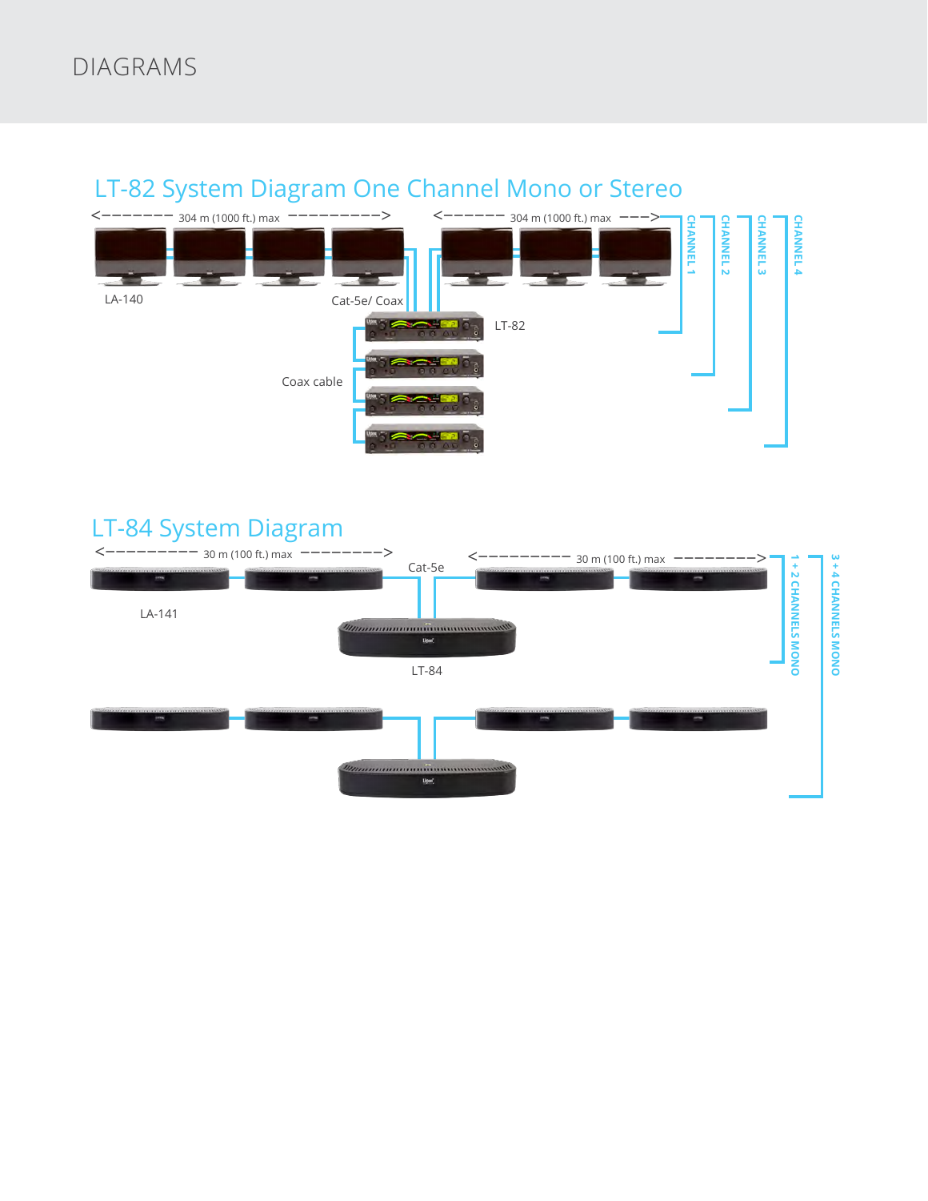# DIAGRAMS

## LT-82 System Diagram One Channel Mono or Stereo

<------- 304 m (1000 ft.) max ---------->

<------- 304 m (1000 ft.) max --->

LA-140

Cat-5e/ Coax

LT-82

Coax cable

CHANNEL 1

CHANNEL 2

CHANNEL 3

CHANNEL 4

## LT-84 System Diagram

<--------- 30 m (100 ft.) max --------->

<---------- 30 m (100 ft.) max --------->

Cat-5e

LA-141

LT-84

1 + 2 CHANNELS MONO

3 + 4 CHANNELS MONO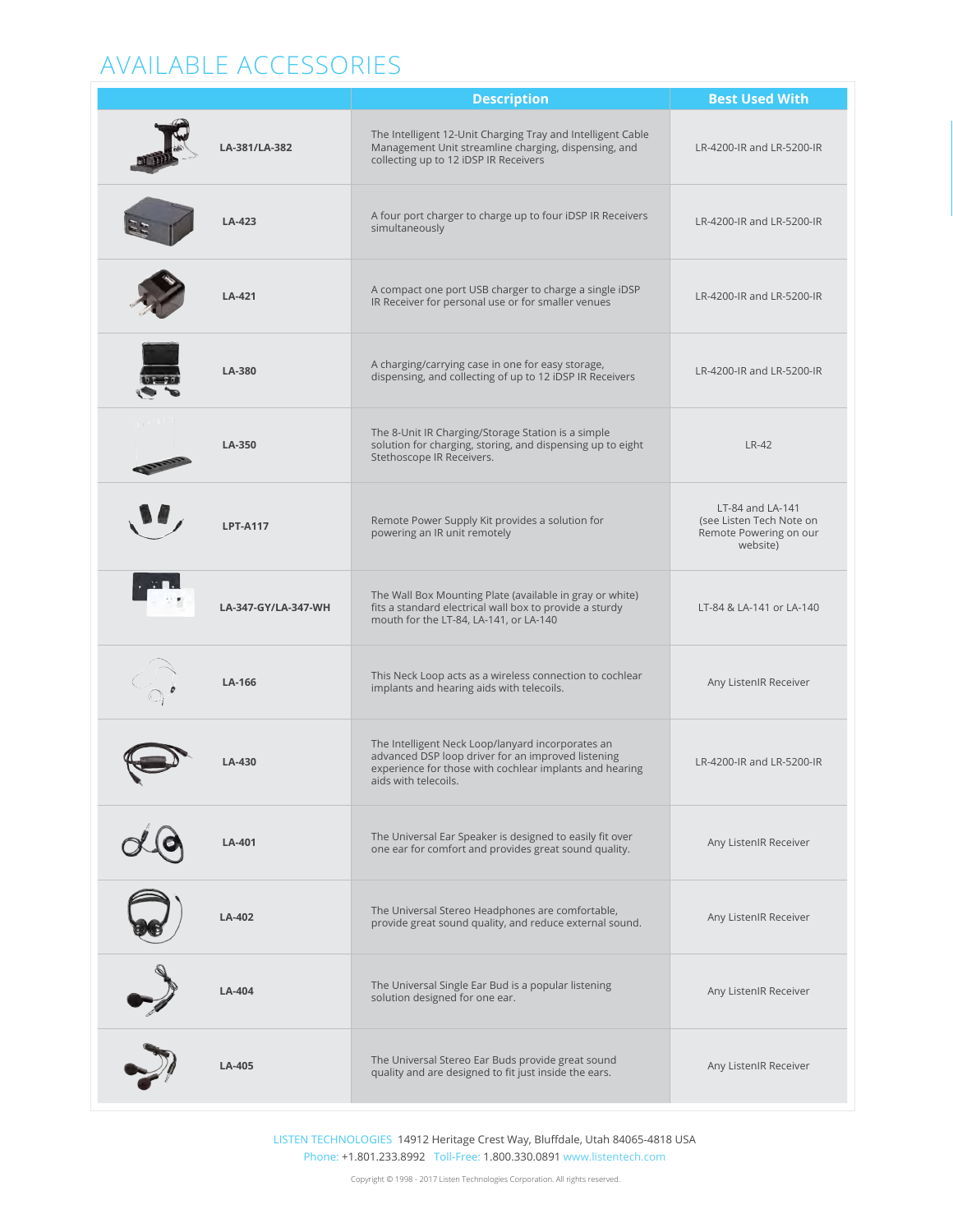# AVAILABLE ACCESSORIES

| | Description | Best Used With |
|---|---|---|
| **LA-381/LA-382** | The Intelligent 12-Unit Charging Tray and Intelligent Cable Management Unit streamline charging, dispensing, and collecting up to 12 iDSP IR Receivers | LR-4200-IR and LR-5200-IR |
| **LA-423** | A four port charger to charge up to four iDSP IR Receivers simultaneously | LR-4200-IR and LR-5200-IR |
| **LA-421** | A compact one port USB charger to charge a single iDSP IR Receiver for personal use or for smaller venues | LR-4200-IR and LR-5200-IR |
| **LA-380** | A charging/carrying case in one for easy storage, dispensing, and collecting of up to 12 iDSP IR Receivers | LR-4200-IR and LR-5200-IR |
| **LA-350** | The 8-Unit IR Charging/Storage Station is a simple solution for charging, storing, and dispensing up to eight Stethoscope IR Receivers. | LR-42 |
| **LPT-A117** | Remote Power Supply Kit provides a solution for powering an IR unit remotely | LT-84 and LA-141 (see Listen Tech Note on Remote Powering on our website) |
| **LA-347-GY/LA-347-WH** | The Wall Box Mounting Plate (available in gray or white) fits a standard electrical wall box to provide a sturdy mouth for the LT-84, LA-141, or LA-140 | LT-84 & LA-141 or LA-140 |
| **LA-166** | This Neck Loop acts as a wireless connection to cochlear implants and hearing aids with telecoils. | Any ListenIR Receiver |
| **LA-430** | The Intelligent Neck Loop/lanyard incorporates an advanced DSP loop driver for an improved listening experience for those with cochlear implants and hearing aids with telecoils. | LR-4200-IR and LR-5200-IR |
| **LA-401** | The Universal Ear Speaker is designed to easily fit over one ear for comfort and provides great sound quality. | Any ListenIR Receiver |
| **LA-402** | The Universal Stereo Headphones are comfortable, provide great sound quality, and reduce external sound. | Any ListenIR Receiver |
| **LA-404** | The Universal Single Ear Bud is a popular listening solution designed for one ear. | Any ListenIR Receiver |
| **LA-405** | The Universal Stereo Ear Buds provide great sound quality and are designed to fit just inside the ears. | Any ListenIR Receiver |

LISTEN TECHNOLOGIES 14912 Heritage Crest Way, Bluffdale, Utah 84065-4818 USA
Phone: +1.801.233.8992 Toll-Free: 1.800.330.0891 www.listentech.com

Copyright © 1998 - 2017 Listen Technologies Corporation. All rights reserved.